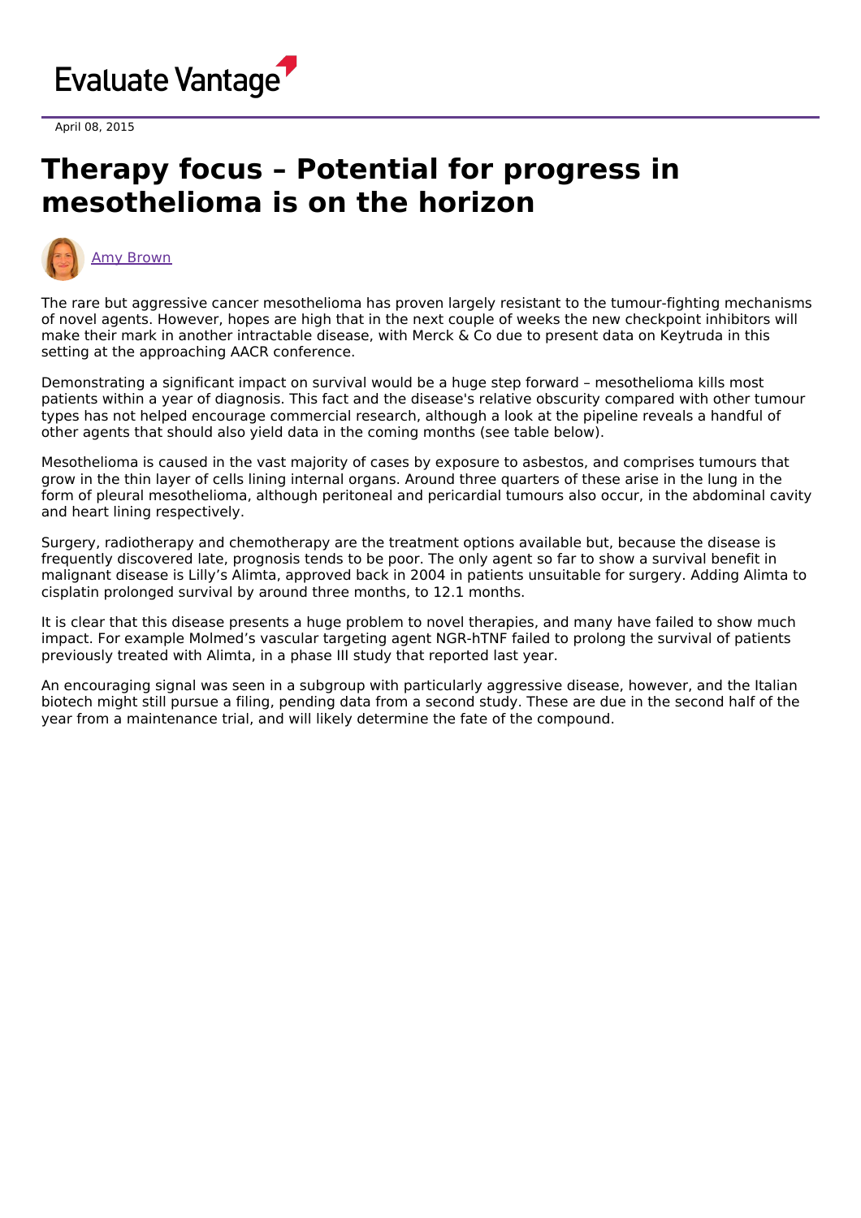Evaluate Vantage

April 08, 2015

# Therapy focus – Potential for progress in mesothelioma is on the horizon

Amy Brown

The rare but aggressive cancer mesothelioma has proven largely resistant to the tumour-fighting mechanisms of novel agents. However, hopes are high that in the next couple of weeks the new checkpoint inhibitors will make their mark in another intractable disease, with Merck & Co due to present data on Keytruda in this setting at the approaching AACR conference.

Demonstrating a significant impact on survival would be a huge step forward – mesothelioma kills most patients within a year of diagnosis. This fact and the disease's relative obscurity compared with other tumour types has not helped encourage commercial research, although a look at the pipeline reveals a handful of other agents that should also yield data in the coming months (see table below).

Mesothelioma is caused in the vast majority of cases by exposure to asbestos, and comprises tumours that grow in the thin layer of cells lining internal organs. Around three quarters of these arise in the lung in the form of pleural mesothelioma, although peritoneal and pericardial tumours also occur, in the abdominal cavity and heart lining respectively.

Surgery, radiotherapy and chemotherapy are the treatment options available but, because the disease is frequently discovered late, prognosis tends to be poor. The only agent so far to show a survival benefit in malignant disease is Lilly's Alimta, approved back in 2004 in patients unsuitable for surgery. Adding Alimta to cisplatin prolonged survival by around three months, to 12.1 months.

It is clear that this disease presents a huge problem to novel therapies, and many have failed to show much impact. For example Molmed's vascular targeting agent NGR-hTNF failed to prolong the survival of patients previously treated with Alimta, in a phase III study that reported last year.

An encouraging signal was seen in a subgroup with particularly aggressive disease, however, and the Italian biotech might still pursue a filing, pending data from a second study. These are due in the second half of the year from a maintenance trial, and will likely determine the fate of the compound.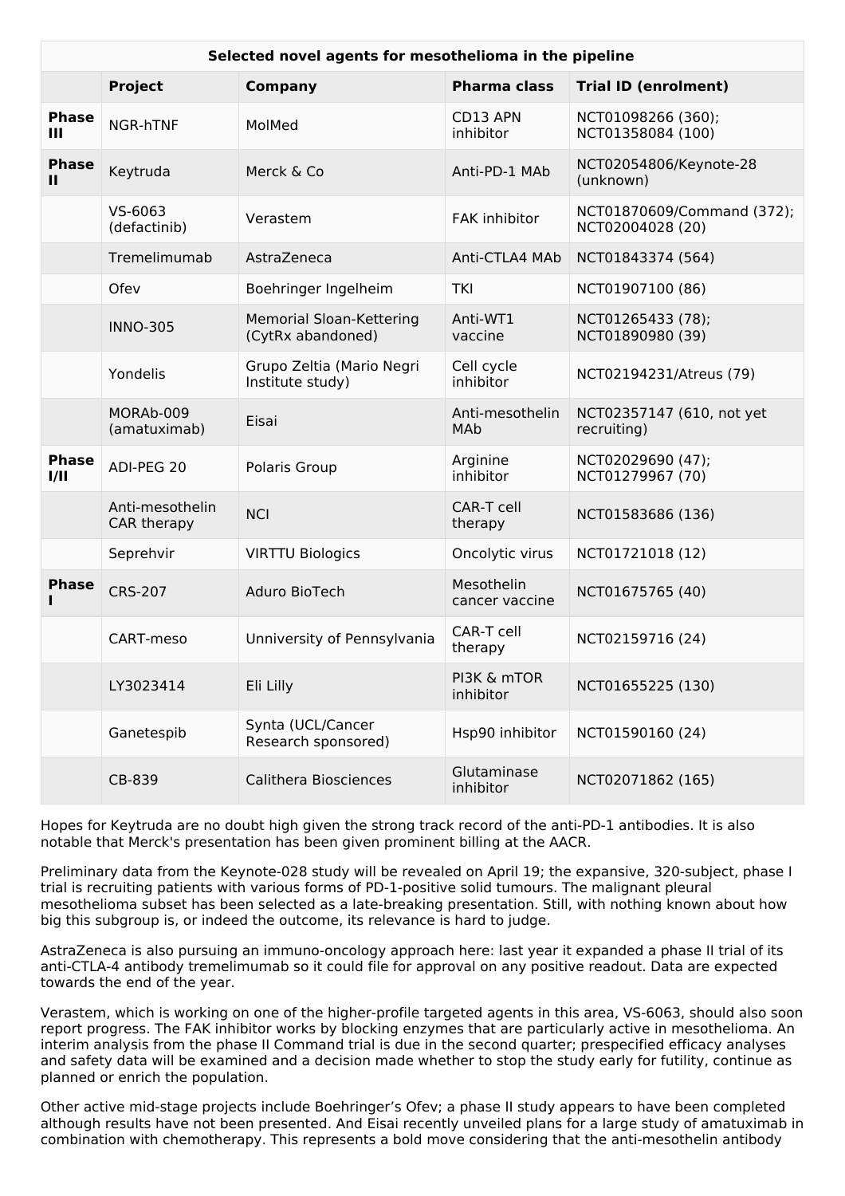| Selected novel agents for mesothelioma in the pipeline | | | | |
|---|---|---|---|---|
| | **Project** | **Company** | **Pharma class** | **Trial ID (enrolment)** |
| **Phase III** | NGR-hTNF | MolMed | CD13 APN inhibitor | NCT01098266 (360); NCT01358084 (100) |
| **Phase II** | Keytruda | Merck & Co | Anti-PD-1 MAb | NCT02054806/Keynote-28 (unknown) |
| | VS-6063 (defactinib) | Verastem | FAK inhibitor | NCT01870609/Command (372); NCT02004028 (20) |
| | Tremelimumab | AstraZeneca | Anti-CTLA4 MAb | NCT01843374 (564) |
| | Ofev | Boehringer Ingelheim | TKI | NCT01907100 (86) |
| | INNO-305 | Memorial Sloan-Kettering (CytRx abandoned) | Anti-WT1 vaccine | NCT01265433 (78); NCT01890980 (39) |
| | Yondelis | Grupo Zeltia (Mario Negri Institute study) | Cell cycle inhibitor | NCT02194231/Atreus (79) |
| | MORAb-009 (amatuximab) | Eisai | Anti-mesothelin MAb | NCT02357147 (610, not yet recruiting) |
| **Phase I/II** | ADI-PEG 20 | Polaris Group | Arginine inhibitor | NCT02029690 (47); NCT01279967 (70) |
| | Anti-mesothelin CAR therapy | NCI | CAR-T cell therapy | NCT01583686 (136) |
| | Seprehvir | VIRTTU Biologics | Oncolytic virus | NCT01721018 (12) |
| **Phase I** | CRS-207 | Aduro BioTech | Mesothelin cancer vaccine | NCT01675765 (40) |
| | CART-meso | Unniversity of Pennsylvania | CAR-T cell therapy | NCT02159716 (24) |
| | LY3023414 | Eli Lilly | PI3K & mTOR inhibitor | NCT01655225 (130) |
| | Ganetespib | Synta (UCL/Cancer Research sponsored) | Hsp90 inhibitor | NCT01590160 (24) |
| | CB-839 | Calithera Biosciences | Glutaminase inhibitor | NCT02071862 (165) |

Hopes for Keytruda are no doubt high given the strong track record of the anti-PD-1 antibodies. It is also notable that Merck's presentation has been given prominent billing at the AACR.

Preliminary data from the Keynote-028 study will be revealed on April 19; the expansive, 320-subject, phase I trial is recruiting patients with various forms of PD-1-positive solid tumours. The malignant pleural mesothelioma subset has been selected as a late-breaking presentation. Still, with nothing known about how big this subgroup is, or indeed the outcome, its relevance is hard to judge.

AstraZeneca is also pursuing an immuno-oncology approach here: last year it expanded a phase II trial of its anti-CTLA-4 antibody tremelimumab so it could file for approval on any positive readout. Data are expected towards the end of the year.

Verastem, which is working on one of the higher-profile targeted agents in this area, VS-6063, should also soon report progress. The FAK inhibitor works by blocking enzymes that are particularly active in mesothelioma. An interim analysis from the phase II Command trial is due in the second quarter; prespecified efficacy analyses and safety data will be examined and a decision made whether to stop the study early for futility, continue as planned or enrich the population.

Other active mid-stage projects include Boehringer's Ofev; a phase II study appears to have been completed although results have not been presented. And Eisai recently unveiled plans for a large study of amatuximab in combination with chemotherapy. This represents a bold move considering that the anti-mesothelin antibody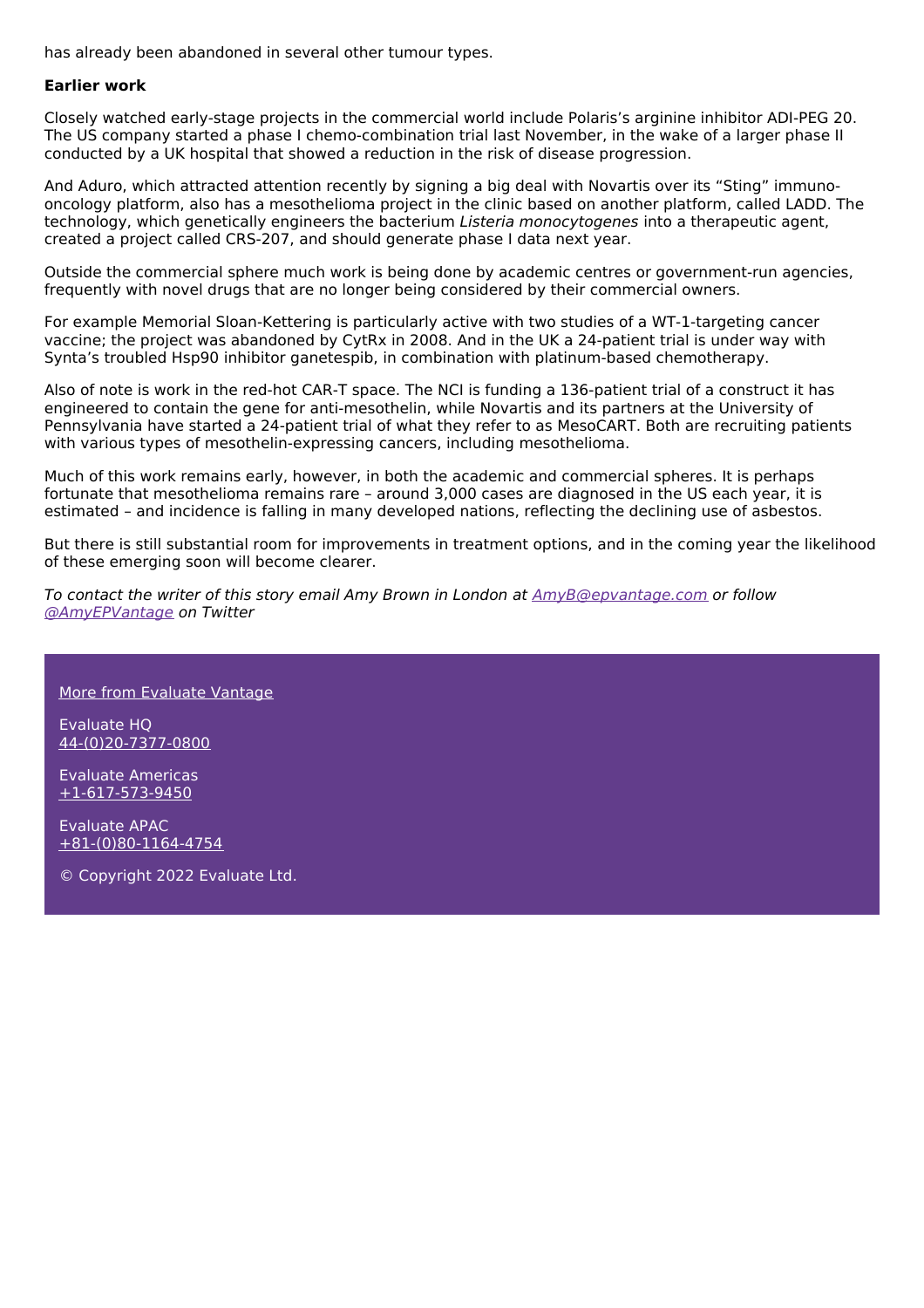has already been abandoned in several other tumour types.

**Earlier work**

Closely watched early-stage projects in the commercial world include Polaris's arginine inhibitor ADI-PEG 20. The US company started a phase I chemo-combination trial last November, in the wake of a larger phase II conducted by a UK hospital that showed a reduction in the risk of disease progression.

And Aduro, which attracted attention recently by signing a big deal with Novartis over its "Sting" immuno-oncology platform, also has a mesothelioma project in the clinic based on another platform, called LADD. The technology, which genetically engineers the bacterium *Listeria monocytogenes* into a therapeutic agent, created a project called CRS-207, and should generate phase I data next year.

Outside the commercial sphere much work is being done by academic centres or government-run agencies, frequently with novel drugs that are no longer being considered by their commercial owners.

For example Memorial Sloan-Kettering is particularly active with two studies of a WT-1-targeting cancer vaccine; the project was abandoned by CytRx in 2008. And in the UK a 24-patient trial is under way with Synta's troubled Hsp90 inhibitor ganetespib, in combination with platinum-based chemotherapy.

Also of note is work in the red-hot CAR-T space. The NCI is funding a 136-patient trial of a construct it has engineered to contain the gene for anti-mesothelin, while Novartis and its partners at the University of Pennsylvania have started a 24-patient trial of what they refer to as MesoCART. Both are recruiting patients with various types of mesothelin-expressing cancers, including mesothelioma.

Much of this work remains early, however, in both the academic and commercial spheres. It is perhaps fortunate that mesothelioma remains rare – around 3,000 cases are diagnosed in the US each year, it is estimated – and incidence is falling in many developed nations, reflecting the declining use of asbestos.

But there is still substantial room for improvements in treatment options, and in the coming year the likelihood of these emerging soon will become clearer.

*To contact the writer of this story email Amy Brown in London at AmyB@epvantage.com or follow @AmyEPVantage on Twitter*

More from Evaluate Vantage

Evaluate HQ
44-(0)20-7377-0800

Evaluate Americas
+1-617-573-9450

Evaluate APAC
+81-(0)80-1164-4754

© Copyright 2022 Evaluate Ltd.